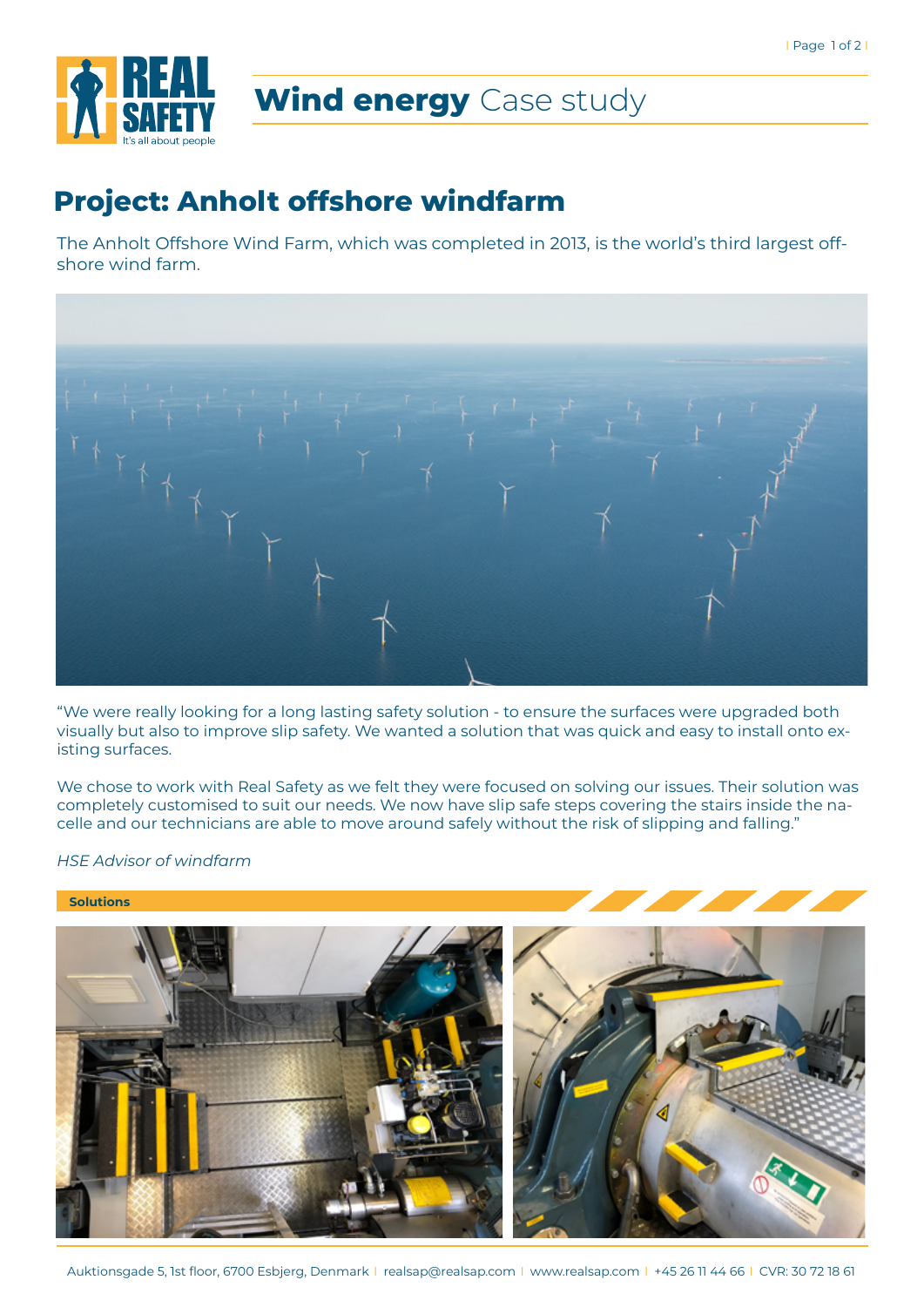# Wind energy Case study

## Project: Anholt offshore windfarm

The Anholt Offshore Wind Farm, which was completed in 2013, is the world's third largest off-shore wind farm.

"We were really looking for a long lasting safety solution - to ensure the surfaces were upgraded both visually but also to improve slip safety. We wanted a solution that was quick and easy to install onto existing surfaces.

We chose to work with Real Safety as we felt they were focused on solving our issues. Their solution was completely customised to suit our needs. We now have slip safe steps covering the stairs inside the nacelle and our technicians are able to move around safely without the risk of slipping and falling."

*HSE Advisor of windfarm*

**Solutions**

Auktionsgade 5, 1st floor, 6700 Esbjerg, Denmark | realsap@realsap.com | www.realsap.com | +45 26 11 44 66 | CVR: 30 72 18 61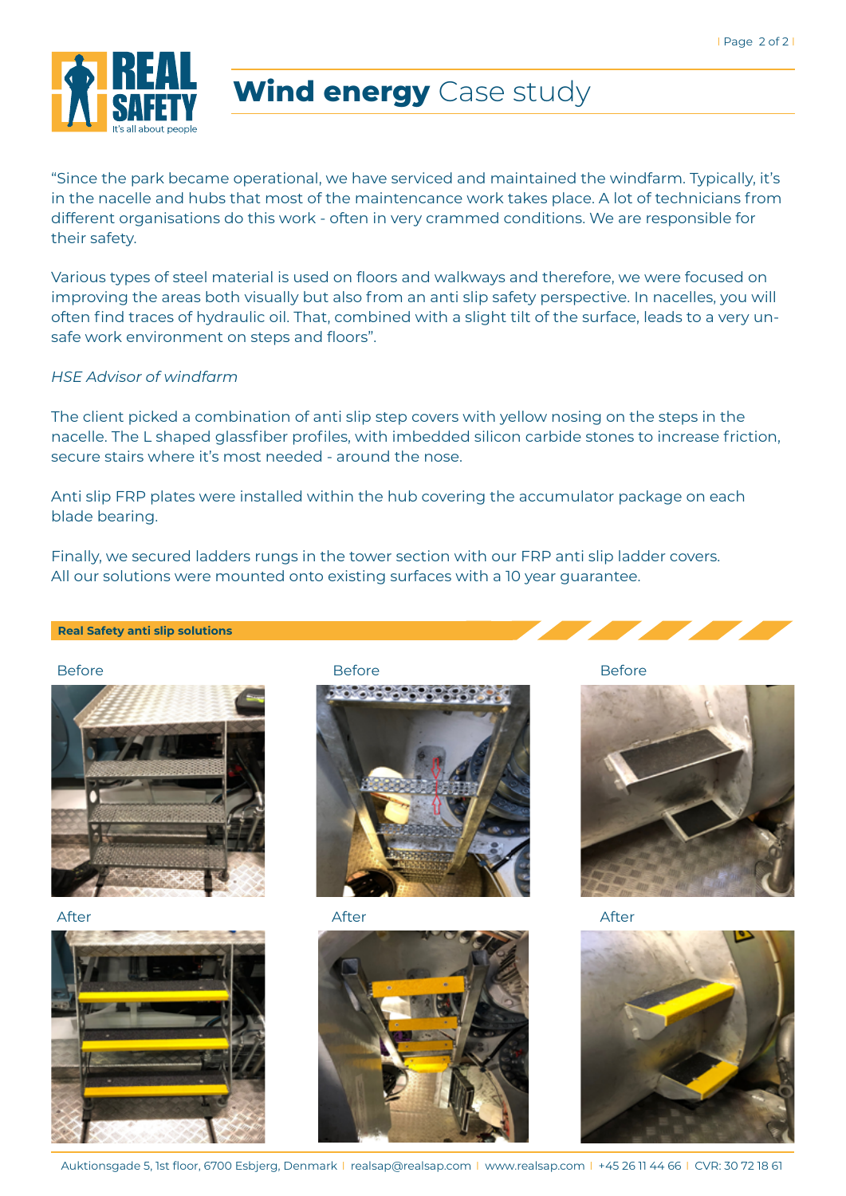# Wind energy Case study

"Since the park became operational, we have serviced and maintained the windfarm. Typically, it's in the nacelle and hubs that most of the maintencance work takes place. A lot of technicians from different organisations do this work - often in very crammed conditions. We are responsible for their safety.

Various types of steel material is used on floors and walkways and therefore, we were focused on improving the areas both visually but also from an anti slip safety perspective. In nacelles, you will often find traces of hydraulic oil. That, combined with a slight tilt of the surface, leads to a very unsafe work environment on steps and floors".

*HSE Advisor of windfarm*

The client picked a combination of anti slip step covers with yellow nosing on the steps in the nacelle. The L shaped glassfiber profiles, with imbedded silicon carbide stones to increase friction, secure stairs where it's most needed - around the nose.

Anti slip FRP plates were installed within the hub covering the accumulator package on each blade bearing.

Finally, we secured ladders rungs in the tower section with our FRP anti slip ladder covers.
All our solutions were mounted onto existing surfaces with a 10 year guarantee.

**Real Safety anti slip solutions**

Before

Before

Before

After

After

After

Auktionsgade 5, 1st floor, 6700 Esbjerg, Denmark | realsap@realsap.com | www.realsap.com | +45 26 11 44 66 | CVR: 30 72 18 61